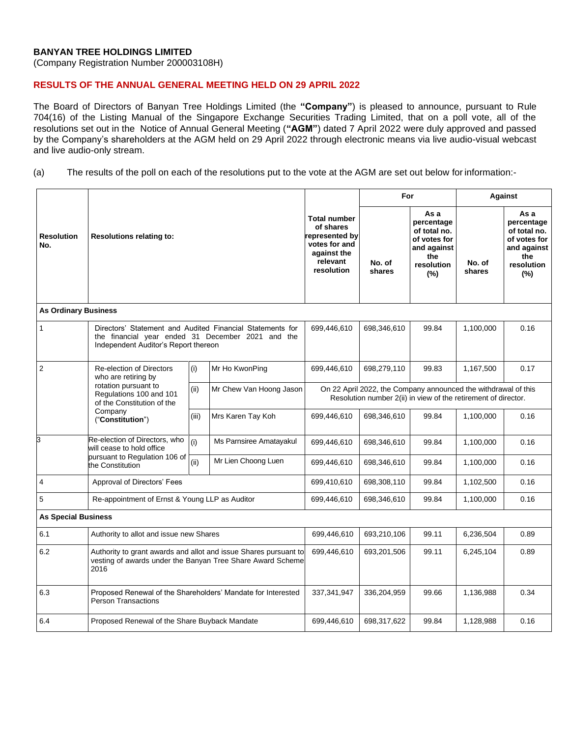**BANYAN TREE HOLDINGS LIMITED**
(Company Registration Number 200003108H)

## RESULTS OF THE ANNUAL GENERAL MEETING HELD ON 29 APRIL 2022

The Board of Directors of Banyan Tree Holdings Limited (the **"Company"**) is pleased to announce, pursuant to Rule 704(16) of the Listing Manual of the Singapore Exchange Securities Trading Limited, that on a poll vote, all of the resolutions set out in the Notice of Annual General Meeting (**"AGM"**) dated 7 April 2022 were duly approved and passed by the Company's shareholders at the AGM held on 29 April 2022 through electronic means via live audio-visual webcast and live audio-only stream.

(a) The results of the poll on each of the resolutions put to the vote at the AGM are set out below for information:-

| Resolution No. | Resolutions relating to: | | | Total number of shares represented by votes for and against the relevant resolution | For | | Against | |
|---|---|---|---|---|---|---|---|---|
| | | | | | No. of shares | As a percentage of total no. of votes for and against the resolution (%) | No. of shares | As a percentage of total no. of votes for and against the resolution (%) |
| **As Ordinary Business** | | | | | | | | |
| 1 | Directors' Statement and Audited Financial Statements for the financial year ended 31 December 2021 and the Independent Auditor's Report thereon | | | 699,446,610 | 698,346,610 | 99.84 | 1,100,000 | 0.16 |
| 2 | Re-election of Directors who are retiring by rotation pursuant to Regulations 100 and 101 of the Constitution of the Company ("**Constitution**") | (i) | Mr Ho KwonPing | 699,446,610 | 698,279,110 | 99.83 | 1,167,500 | 0.17 |
| | | (ii) | Mr Chew Van Hoong Jason | On 22 April 2022, the Company announced the withdrawal of this Resolution number 2(ii) in view of the retirement of director. | | | | |
| | | (iii) | Mrs Karen Tay Koh | 699,446,610 | 698,346,610 | 99.84 | 1,100,000 | 0.16 |
| 3 | Re-election of Directors, who will cease to hold office pursuant to Regulation 106 of the Constitution | (i) | Ms Parnsiree Amatayakul | 699,446,610 | 698,346,610 | 99.84 | 1,100,000 | 0.16 |
| | | (ii) | Mr Lien Choong Luen | 699,446,610 | 698,346,610 | 99.84 | 1,100,000 | 0.16 |
| 4 | Approval of Directors' Fees | | | 699,410,610 | 698,308,110 | 99.84 | 1,102,500 | 0.16 |
| 5 | Re-appointment of Ernst & Young LLP as Auditor | | | 699,446,610 | 698,346,610 | 99.84 | 1,100,000 | 0.16 |
| **As Special Business** | | | | | | | | |
| 6.1 | Authority to allot and issue new Shares | | | 699,446,610 | 693,210,106 | 99.11 | 6,236,504 | 0.89 |
| 6.2 | Authority to grant awards and allot and issue Shares pursuant to vesting of awards under the Banyan Tree Share Award Scheme 2016 | | | 699,446,610 | 693,201,506 | 99.11 | 6,245,104 | 0.89 |
| 6.3 | Proposed Renewal of the Shareholders' Mandate for Interested Person Transactions | | | 337,341,947 | 336,204,959 | 99.66 | 1,136,988 | 0.34 |
| 6.4 | Proposed Renewal of the Share Buyback Mandate | | | 699,446,610 | 698,317,622 | 99.84 | 1,128,988 | 0.16 |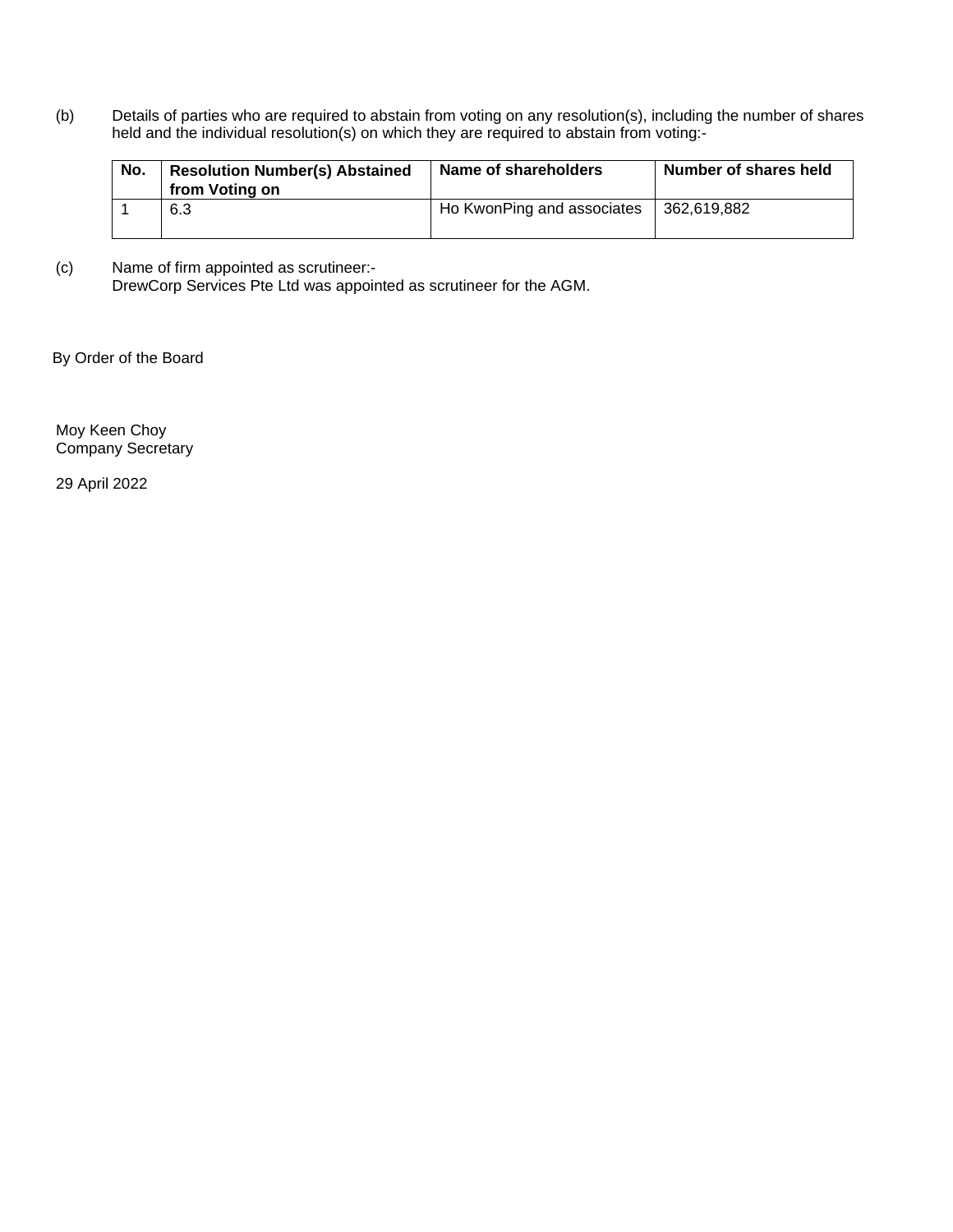(b) Details of parties who are required to abstain from voting on any resolution(s), including the number of shares held and the individual resolution(s) on which they are required to abstain from voting:-

| No. | Resolution Number(s) Abstained from Voting on | Name of shareholders | Number of shares held |
|---|---|---|---|
| 1 | 6.3 | Ho KwonPing and associates | 362,619,882 |

(c) Name of firm appointed as scrutineer:-
DrewCorp Services Pte Ltd was appointed as scrutineer for the AGM.

By Order of the Board

Moy Keen Choy
Company Secretary

29 April 2022